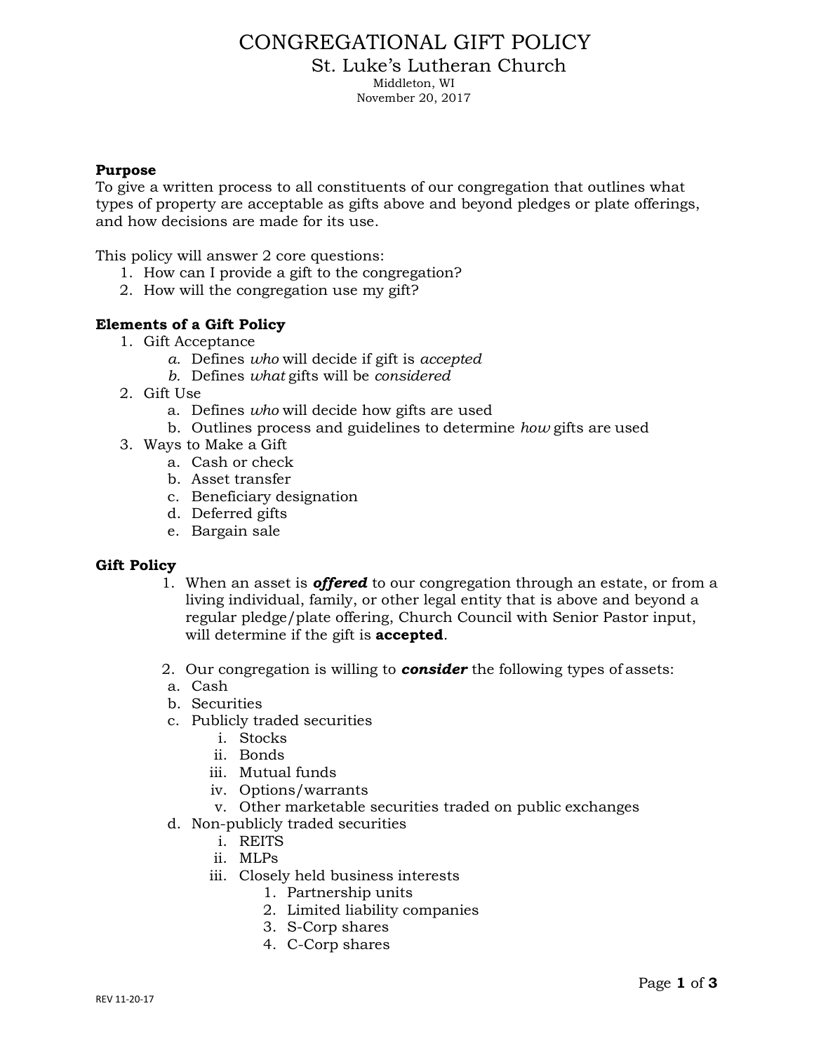# CONGREGATIONAL GIFT POLICY

## St. Luke's Lutheran Church

Middleton, WI
November 20, 2017

**Purpose**
To give a written process to all constituents of our congregation that outlines what types of property are acceptable as gifts above and beyond pledges or plate offerings, and how decisions are made for its use.

This policy will answer 2 core questions:

1. How can I provide a gift to the congregation?
2. How will the congregation use my gift?

**Elements of a Gift Policy**

1. Gift Acceptance
    - *a.* Defines *who* will decide if gift is *accepted*
    - *b.* Defines *what* gifts will be *considered*
2. Gift Use
    - a. Defines *who* will decide how gifts are used
    - b. Outlines process and guidelines to determine *how* gifts are used
3. Ways to Make a Gift
    - a. Cash or check
    - b. Asset transfer
    - c. Beneficiary designation
    - d. Deferred gifts
    - e. Bargain sale

**Gift Policy**

1. When an asset is ***offered*** to our congregation through an estate, or from a living individual, family, or other legal entity that is above and beyond a regular pledge/plate offering, Church Council with Senior Pastor input, will determine if the gift is **accepted**.

2. Our congregation is willing to ***consider*** the following types of assets:
    - a. Cash
    - b. Securities
    - c. Publicly traded securities
        - i. Stocks
        - ii. Bonds
        - iii. Mutual funds
        - iv. Options/warrants
        - v. Other marketable securities traded on public exchanges
    - d. Non-publicly traded securities
        - i. REITS
        - ii. MLPs
        - iii. Closely held business interests
            1. Partnership units
            2. Limited liability companies
            3. S-Corp shares
            4. C-Corp shares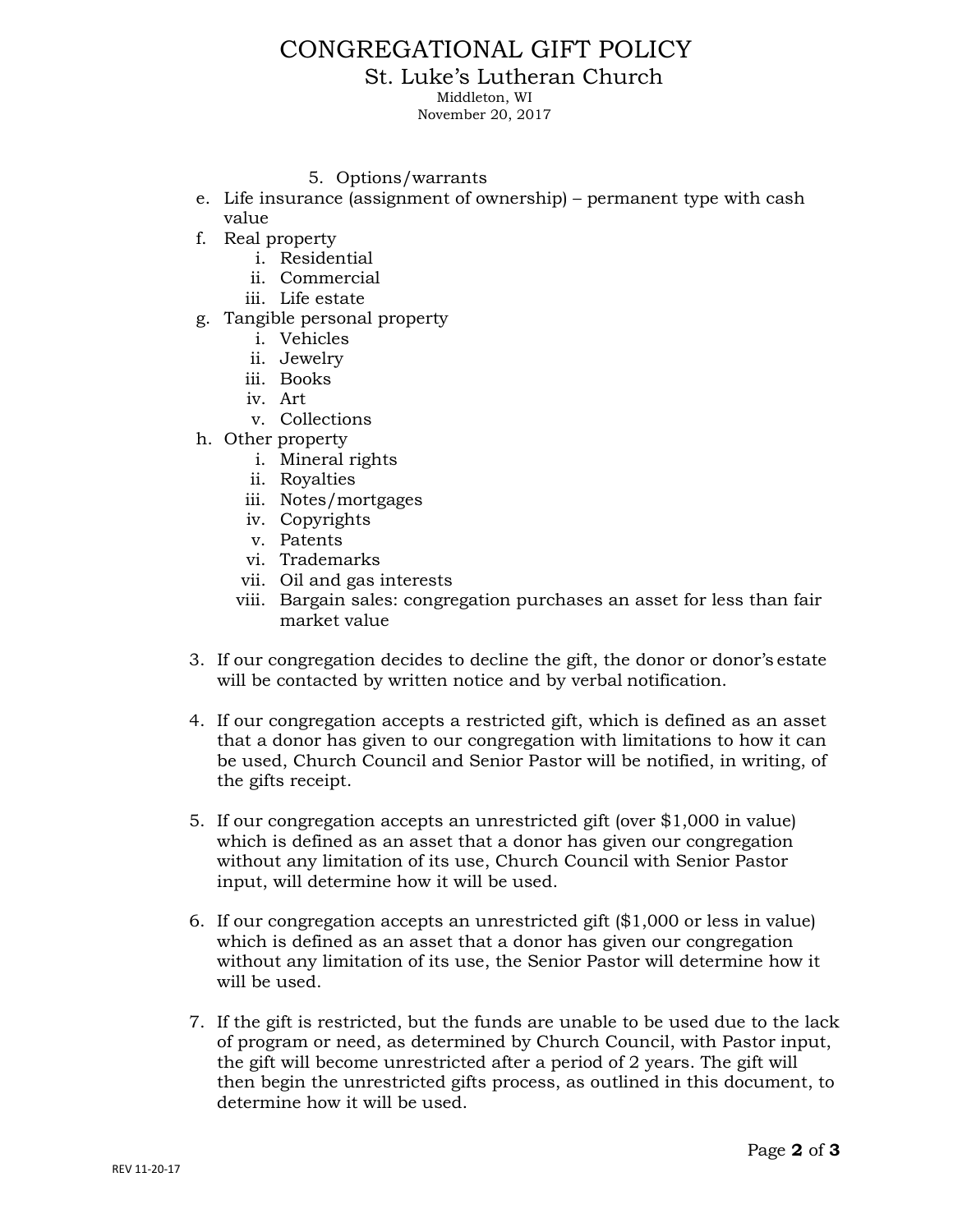5. Options/warrants

e. Life insurance (assignment of ownership) – permanent type with cash value
f. Real property
    i. Residential
    ii. Commercial
    iii. Life estate
g. Tangible personal property
    i. Vehicles
    ii. Jewelry
    iii. Books
    iv. Art
    v. Collections
h. Other property
    i. Mineral rights
    ii. Royalties
    iii. Notes/mortgages
    iv. Copyrights
    v. Patents
    vi. Trademarks
    vii. Oil and gas interests
    viii. Bargain sales: congregation purchases an asset for less than fair market value

3. If our congregation decides to decline the gift, the donor or donor's estate will be contacted by written notice and by verbal notification.

4. If our congregation accepts a restricted gift, which is defined as an asset that a donor has given to our congregation with limitations to how it can be used, Church Council and Senior Pastor will be notified, in writing, of the gifts receipt.

5. If our congregation accepts an unrestricted gift (over $1,000 in value) which is defined as an asset that a donor has given our congregation without any limitation of its use, Church Council with Senior Pastor input, will determine how it will be used.

6. If our congregation accepts an unrestricted gift ($1,000 or less in value) which is defined as an asset that a donor has given our congregation without any limitation of its use, the Senior Pastor will determine how it will be used.

7. If the gift is restricted, but the funds are unable to be used due to the lack of program or need, as determined by Church Council, with Pastor input, the gift will become unrestricted after a period of 2 years. The gift will then begin the unrestricted gifts process, as outlined in this document, to determine how it will be used.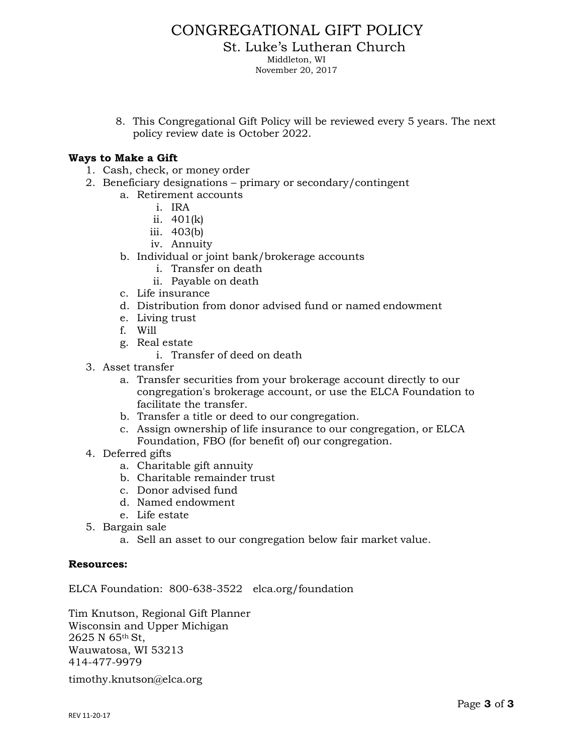8. This Congregational Gift Policy will be reviewed every 5 years. The next policy review date is October 2022.

**Ways to Make a Gift**

1. Cash, check, or money order
2. Beneficiary designations – primary or secondary/contingent
   a. Retirement accounts
      i. IRA
      ii. 401(k)
      iii. 403(b)
      iv. Annuity
   b. Individual or joint bank/brokerage accounts
      i. Transfer on death
      ii. Payable on death
   c. Life insurance
   d. Distribution from donor advised fund or named endowment
   e. Living trust
   f. Will
   g. Real estate
      i. Transfer of deed on death
3. Asset transfer
   a. Transfer securities from your brokerage account directly to our congregation's brokerage account, or use the ELCA Foundation to facilitate the transfer.
   b. Transfer a title or deed to our congregation.
   c. Assign ownership of life insurance to our congregation, or ELCA Foundation, FBO (for benefit of) our congregation.
4. Deferred gifts
   a. Charitable gift annuity
   b. Charitable remainder trust
   c. Donor advised fund
   d. Named endowment
   e. Life estate
5. Bargain sale
   a. Sell an asset to our congregation below fair market value.

**Resources:**

ELCA Foundation: 800-638-3522 elca.org/foundation

Tim Knutson, Regional Gift Planner
Wisconsin and Upper Michigan
2625 N 65th St,
Wauwatosa, WI 53213
414-477-9979

timothy.knutson@elca.org